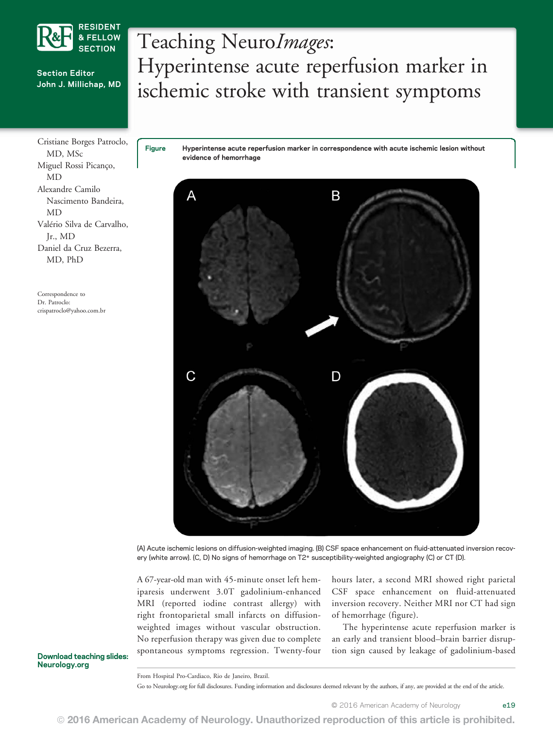RESIDENT & FELLOW SECTION

Section Editor
John J. Millichap, MD

# Teaching Neuro*Images*: Hyperintense acute reperfusion marker in ischemic stroke with transient symptoms

Cristiane Borges Patroclo, MD, MSc
Miguel Rossi Picanço, MD
Alexandre Camilo Nascimento Bandeira, MD
Valério Silva de Carvalho, Jr., MD
Daniel da Cruz Bezerra, MD, PhD

Correspondence to
Dr. Patroclo:
crispatroclo@yahoo.com.br

**Figure** **Hyperintense acute reperfusion marker in correspondence with acute ischemic lesion without evidence of hemorrhage**

(A) Acute ischemic lesions on diffusion-weighted imaging. (B) CSF space enhancement on fluid-attenuated inversion recovery (white arrow). (C, D) No signs of hemorrhage on T2* susceptibility-weighted angiography (C) or CT (D).

A 67-year-old man with 45-minute onset left hemiparesis underwent 3.0T gadolinium-enhanced MRI (reported iodine contrast allergy) with right frontoparietal small infarcts on diffusion-weighted images without vascular obstruction. No reperfusion therapy was given due to complete spontaneous symptoms regression. Twenty-four hours later, a second MRI showed right parietal CSF space enhancement on fluid-attenuated inversion recovery. Neither MRI nor CT had sign of hemorrhage (figure).

The hyperintense acute reperfusion marker is an early and transient blood–brain barrier disruption sign caused by leakage of gadolinium-based

**Download teaching slides: Neurology.org**

From Hospital Pro-Cardiaco, Rio de Janeiro, Brazil.

Go to Neurology.org for full disclosures. Funding information and disclosures deemed relevant by the authors, if any, are provided at the end of the article.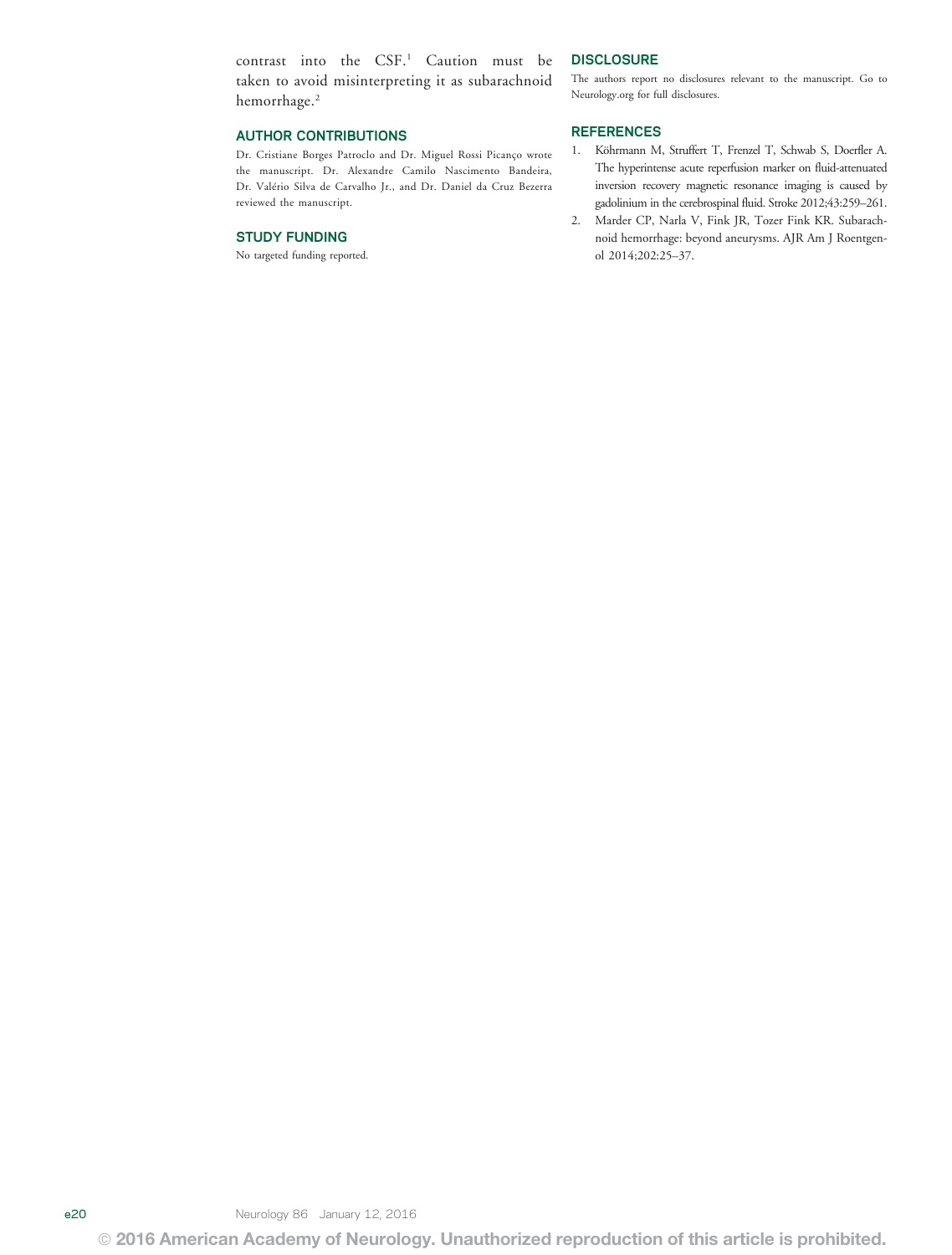contrast into the CSF.[1] Caution must be taken to avoid misinterpreting it as subarachnoid hemorrhage.[2]

## AUTHOR CONTRIBUTIONS

Dr. Cristiane Borges Patroclo and Dr. Miguel Rossi Picanço wrote the manuscript. Dr. Alexandre Camilo Nascimento Bandeira, Dr. Valério Silva de Carvalho Jr., and Dr. Daniel da Cruz Bezerra reviewed the manuscript.

## STUDY FUNDING

No targeted funding reported.

## DISCLOSURE

The authors report no disclosures relevant to the manuscript. Go to Neurology.org for full disclosures.

## REFERENCES

1. Köhrmann M, Struffert T, Frenzel T, Schwab S, Doerfler A. The hyperintense acute reperfusion marker on fluid-attenuated inversion recovery magnetic resonance imaging is caused by gadolinium in the cerebrospinal fluid. Stroke 2012;43:259–261.
2. Marder CP, Narla V, Fink JR, Tozer Fink KR. Subarachnoid hemorrhage: beyond aneurysms. AJR Am J Roentgenol 2014;202:25–37.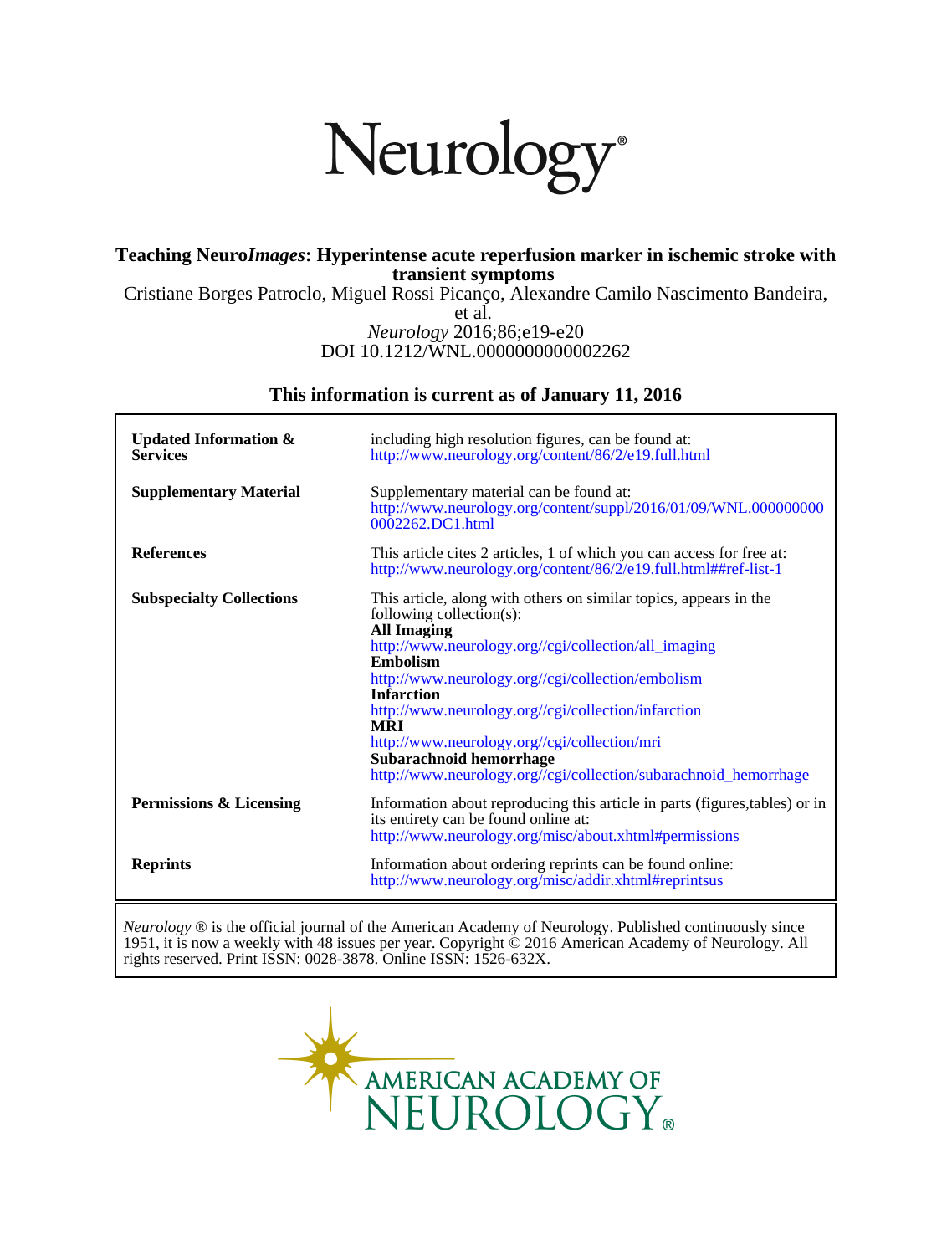# Neurology®

**Teaching Neuro*Images*: Hyperintense acute reperfusion marker in ischemic stroke with transient symptoms**

Cristiane Borges Patroclo, Miguel Rossi Picanço, Alexandre Camilo Nascimento Bandeira, et al.

*Neurology* 2016;86;e19-e20

DOI 10.1212/WNL.0000000000002262

**This information is current as of January 11, 2016**

| | |
|---|---|
| **Updated Information & Services** | including high resolution figures, can be found at: http://www.neurology.org/content/86/2/e19.full.html |
| **Supplementary Material** | Supplementary material can be found at: http://www.neurology.org/content/suppl/2016/01/09/WNL.0000000000002262.DC1.html |
| **References** | This article cites 2 articles, 1 of which you can access for free at: http://www.neurology.org/content/86/2/e19.full.html##ref-list-1 |
| **Subspecialty Collections** | This article, along with others on similar topics, appears in the following collection(s): **All Imaging** http://www.neurology.org//cgi/collection/all_imaging **Embolism** http://www.neurology.org//cgi/collection/embolism **Infarction** http://www.neurology.org//cgi/collection/infarction **MRI** http://www.neurology.org//cgi/collection/mri **Subarachnoid hemorrhage** http://www.neurology.org//cgi/collection/subarachnoid_hemorrhage |
| **Permissions & Licensing** | Information about reproducing this article in parts (figures,tables) or in its entirety can be found online at: http://www.neurology.org/misc/about.xhtml#permissions |
| **Reprints** | Information about ordering reprints can be found online: http://www.neurology.org/misc/addir.xhtml#reprintsus |

*Neurology* ® is the official journal of the American Academy of Neurology. Published continuously since 1951, it is now a weekly with 48 issues per year. Copyright © 2016 American Academy of Neurology. All rights reserved. Print ISSN: 0028-3878. Online ISSN: 1526-632X.

AMERICAN ACADEMY OF NEUROLOGY®